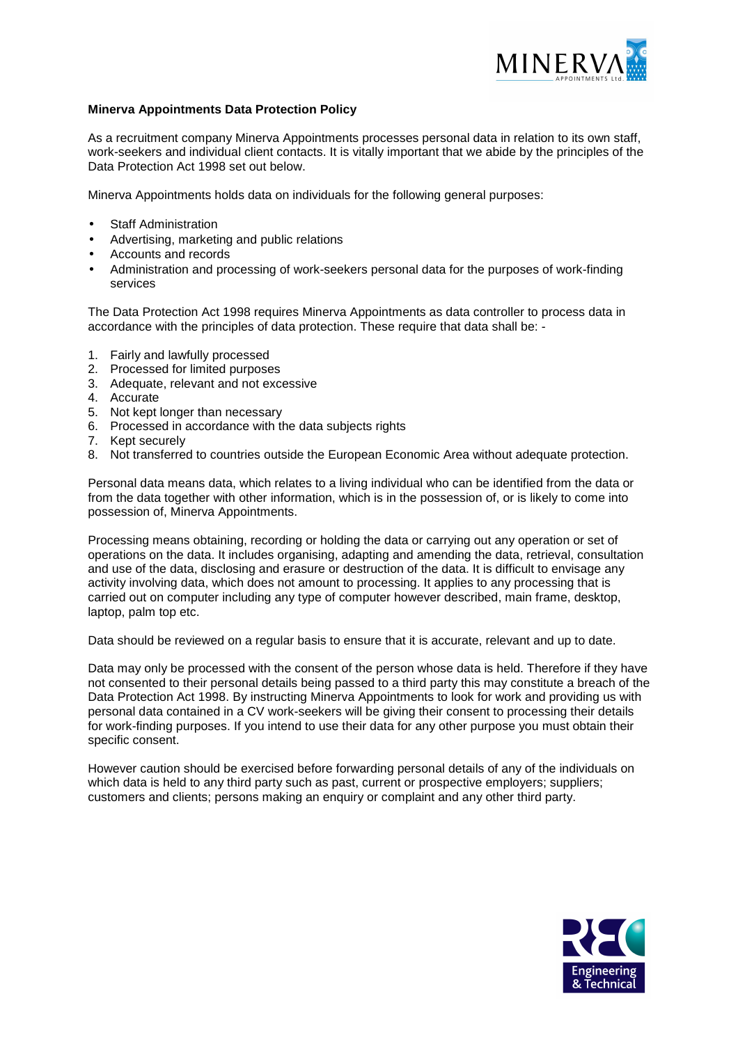**Minerva Appointments Data Protection Policy**

As a recruitment company Minerva Appointments processes personal data in relation to its own staff, work-seekers and individual client contacts. It is vitally important that we abide by the principles of the Data Protection Act 1998 set out below.

Minerva Appointments holds data on individuals for the following general purposes:

- Staff Administration
- Advertising, marketing and public relations
- Accounts and records
- Administration and processing of work-seekers personal data for the purposes of work-finding services

The Data Protection Act 1998 requires Minerva Appointments as data controller to process data in accordance with the principles of data protection. These require that data shall be: -

1. Fairly and lawfully processed
2. Processed for limited purposes
3. Adequate, relevant and not excessive
4. Accurate
5. Not kept longer than necessary
6. Processed in accordance with the data subjects rights
7. Kept securely
8. Not transferred to countries outside the European Economic Area without adequate protection.

Personal data means data, which relates to a living individual who can be identified from the data or from the data together with other information, which is in the possession of, or is likely to come into possession of, Minerva Appointments.

Processing means obtaining, recording or holding the data or carrying out any operation or set of operations on the data. It includes organising, adapting and amending the data, retrieval, consultation and use of the data, disclosing and erasure or destruction of the data. It is difficult to envisage any activity involving data, which does not amount to processing. It applies to any processing that is carried out on computer including any type of computer however described, main frame, desktop, laptop, palm top etc.

Data should be reviewed on a regular basis to ensure that it is accurate, relevant and up to date.

Data may only be processed with the consent of the person whose data is held. Therefore if they have not consented to their personal details being passed to a third party this may constitute a breach of the Data Protection Act 1998. By instructing Minerva Appointments to look for work and providing us with personal data contained in a CV work-seekers will be giving their consent to processing their details for work-finding purposes. If you intend to use their data for any other purpose you must obtain their specific consent.

However caution should be exercised before forwarding personal details of any of the individuals on which data is held to any third party such as past, current or prospective employers; suppliers; customers and clients; persons making an enquiry or complaint and any other third party.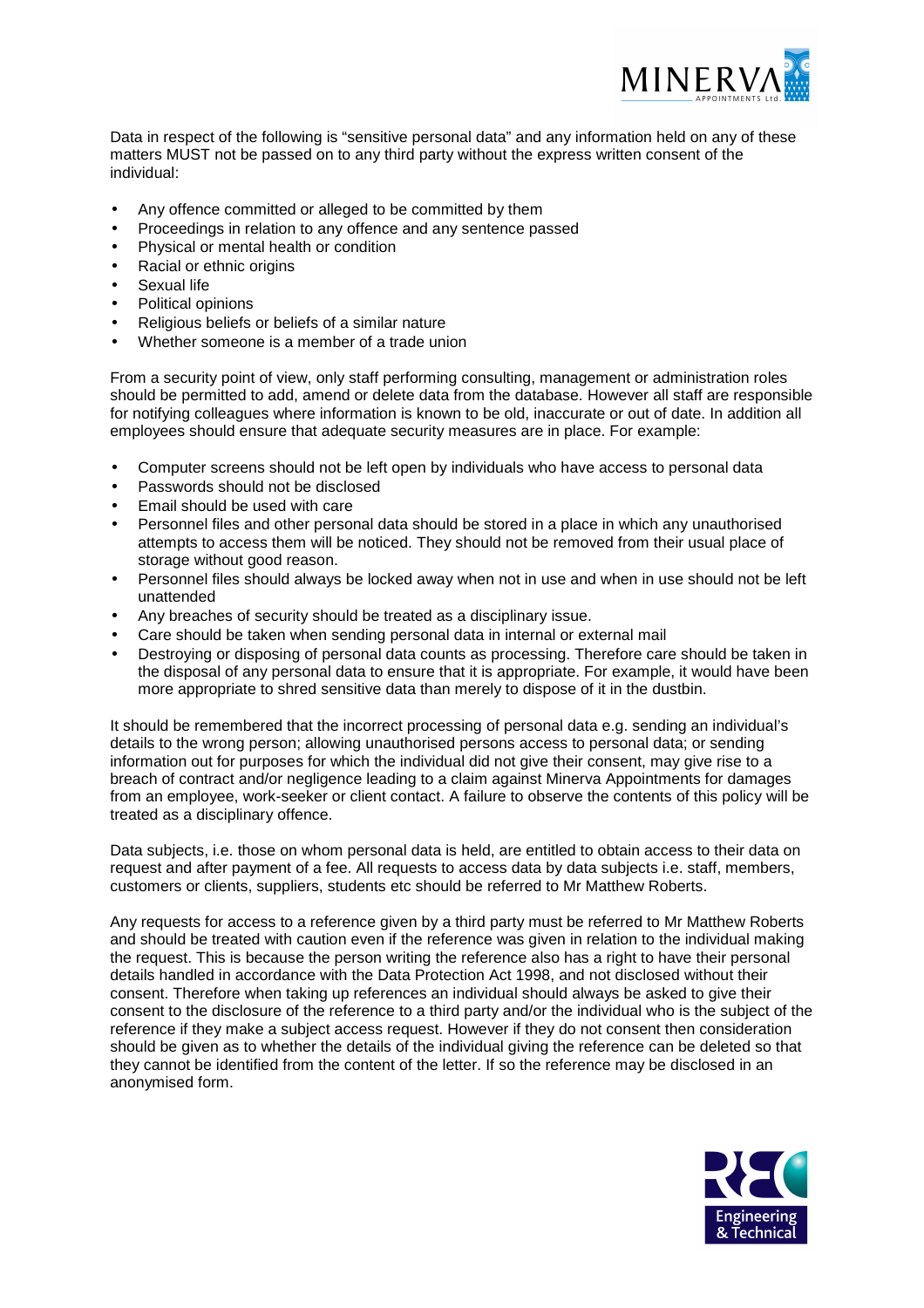Data in respect of the following is "sensitive personal data" and any information held on any of these matters MUST not be passed on to any third party without the express written consent of the individual:

- Any offence committed or alleged to be committed by them
- Proceedings in relation to any offence and any sentence passed
- Physical or mental health or condition
- Racial or ethnic origins
- Sexual life
- Political opinions
- Religious beliefs or beliefs of a similar nature
- Whether someone is a member of a trade union

From a security point of view, only staff performing consulting, management or administration roles should be permitted to add, amend or delete data from the database. However all staff are responsible for notifying colleagues where information is known to be old, inaccurate or out of date. In addition all employees should ensure that adequate security measures are in place. For example:

- Computer screens should not be left open by individuals who have access to personal data
- Passwords should not be disclosed
- Email should be used with care
- Personnel files and other personal data should be stored in a place in which any unauthorised attempts to access them will be noticed. They should not be removed from their usual place of storage without good reason.
- Personnel files should always be locked away when not in use and when in use should not be left unattended
- Any breaches of security should be treated as a disciplinary issue.
- Care should be taken when sending personal data in internal or external mail
- Destroying or disposing of personal data counts as processing. Therefore care should be taken in the disposal of any personal data to ensure that it is appropriate. For example, it would have been more appropriate to shred sensitive data than merely to dispose of it in the dustbin.

It should be remembered that the incorrect processing of personal data e.g. sending an individual's details to the wrong person; allowing unauthorised persons access to personal data; or sending information out for purposes for which the individual did not give their consent, may give rise to a breach of contract and/or negligence leading to a claim against Minerva Appointments for damages from an employee, work-seeker or client contact. A failure to observe the contents of this policy will be treated as a disciplinary offence.

Data subjects, i.e. those on whom personal data is held, are entitled to obtain access to their data on request and after payment of a fee. All requests to access data by data subjects i.e. staff, members, customers or clients, suppliers, students etc should be referred to Mr Matthew Roberts.

Any requests for access to a reference given by a third party must be referred to Mr Matthew Roberts and should be treated with caution even if the reference was given in relation to the individual making the request. This is because the person writing the reference also has a right to have their personal details handled in accordance with the Data Protection Act 1998, and not disclosed without their consent. Therefore when taking up references an individual should always be asked to give their consent to the disclosure of the reference to a third party and/or the individual who is the subject of the reference if they make a subject access request. However if they do not consent then consideration should be given as to whether the details of the individual giving the reference can be deleted so that they cannot be identified from the content of the letter. If so the reference may be disclosed in an anonymised form.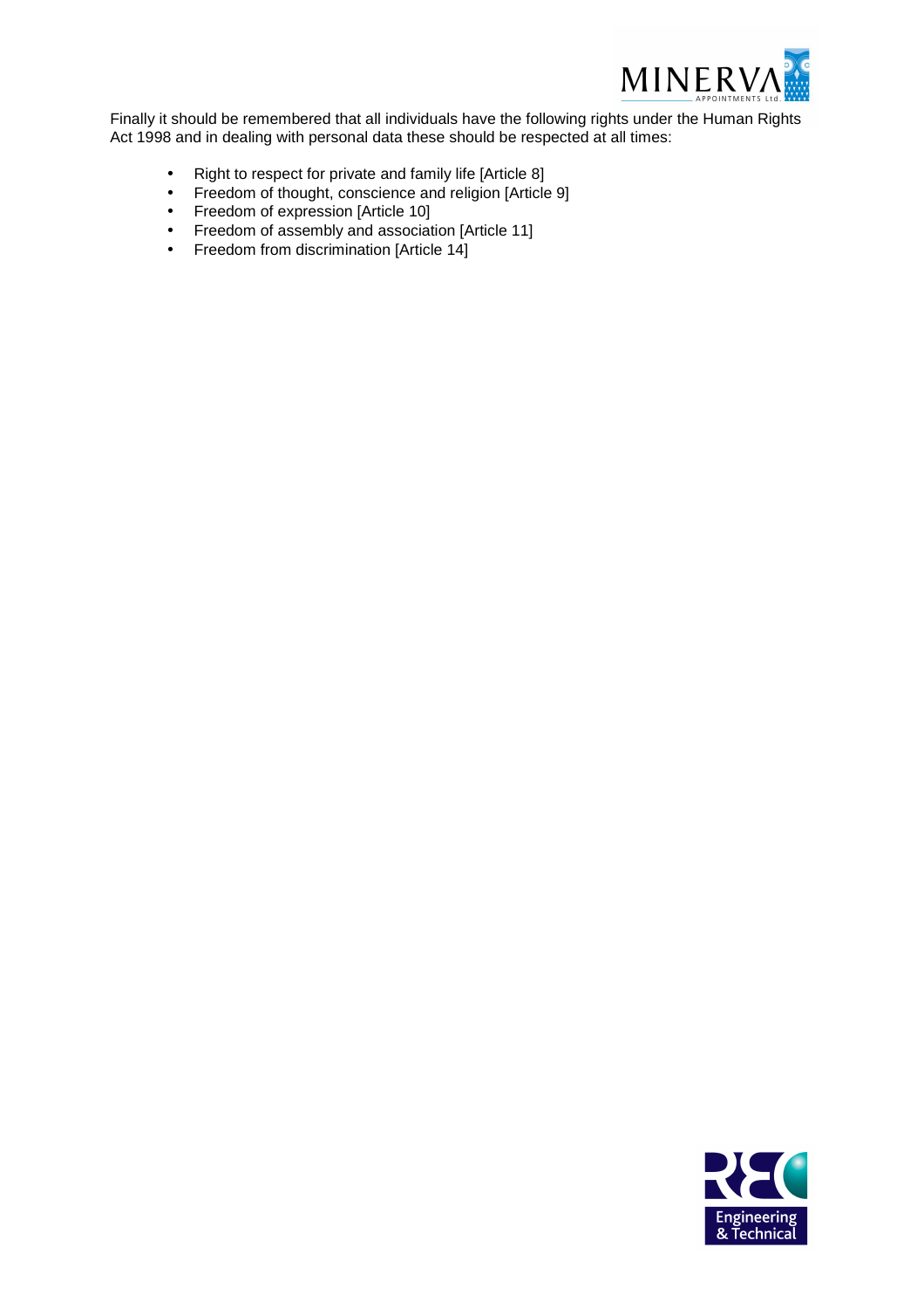Finally it should be remembered that all individuals have the following rights under the Human Rights Act 1998 and in dealing with personal data these should be respected at all times:

- Right to respect for private and family life [Article 8]
- Freedom of thought, conscience and religion [Article 9]
- Freedom of expression [Article 10]
- Freedom of assembly and association [Article 11]
- Freedom from discrimination [Article 14]